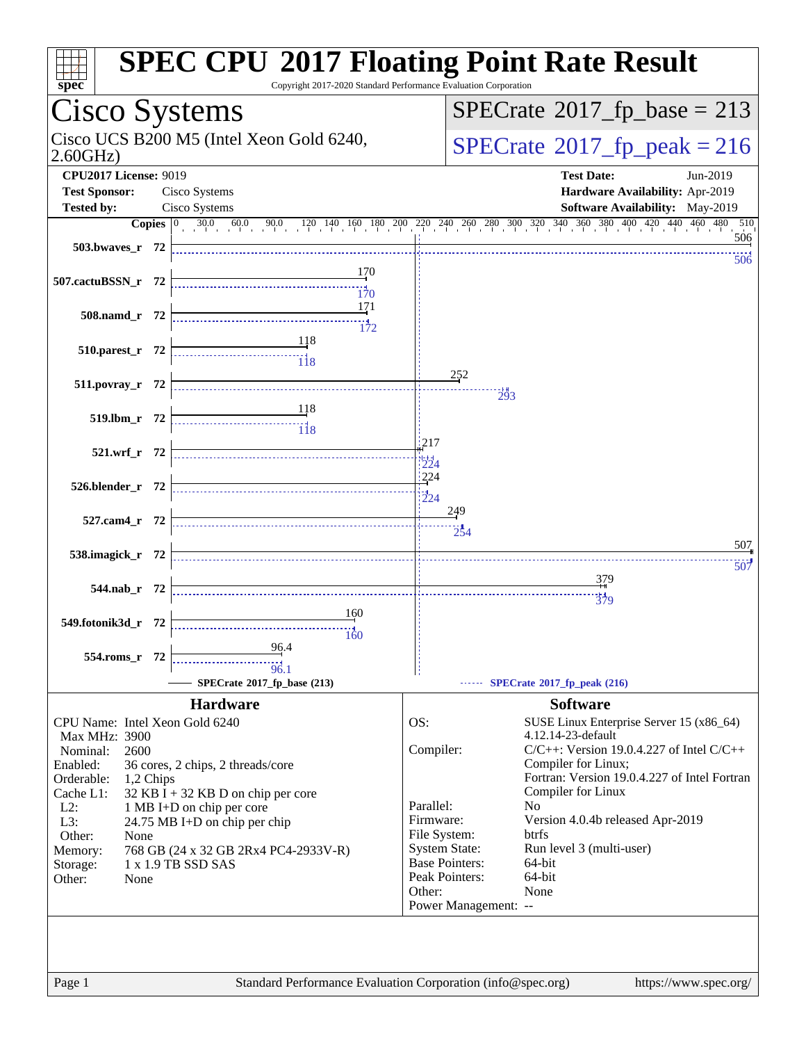# SPEC CPU 2017 Floating Point Rate Result

Copyright 2017-2020 Standard Performance Evaluation Corporation

## Cisco Systems

Cisco UCS B200 M5 (Intel Xeon Gold 6240, 2.60GHz)

SPECrate 2017_fp_base = 213

SPECrate 2017_fp_peak = 216

**CPU2017 License:** 9019
**Test Sponsor:** Cisco Systems
**Tested by:** Cisco Systems

**Test Date:** Jun-2019
**Hardware Availability:** Apr-2019
**Software Availability:** May-2019

| Benchmark | Copies | SPECrate 2017_fp_base (213) | SPECrate 2017_fp_peak (216) |
|---|---|---|---|
| 503.bwaves_r | 72 | 506 | 506 |
| 507.cactuBSSN_r | 72 | 170 | 170 |
| 508.namd_r | 72 | 171 | 172 |
| 510.parest_r | 72 | 118 | 118 |
| 511.povray_r | 72 | 252 | 293 |
| 519.lbm_r | 72 | 118 | 118 |
| 521.wrf_r | 72 | 217 | 224 |
| 526.blender_r | 72 | 224 | 224 |
| 527.cam4_r | 72 | 249 | 254 |
| 538.imagick_r | 72 | 507 | 507 |
| 544.nab_r | 72 | 379 | 379 |
| 549.fotonik3d_r | 72 | 160 | 160 |
| 554.roms_r | 72 | 96.4 | 96.1 |

## Hardware

| | |
|---|---|
| CPU Name: | Intel Xeon Gold 6240 |
| Max MHz: | 3900 |
| Nominal: | 2600 |
| Enabled: | 36 cores, 2 chips, 2 threads/core |
| Orderable: | 1,2 Chips |
| Cache L1: | 32 KB I + 32 KB D on chip per core |
| L2: | 1 MB I+D on chip per core |
| L3: | 24.75 MB I+D on chip per chip |
| Other: | None |
| Memory: | 768 GB (24 x 32 GB 2Rx4 PC4-2933V-R) |
| Storage: | 1 x 1.9 TB SSD SAS |
| Other: | None |

## Software

| | |
|---|---|
| OS: | SUSE Linux Enterprise Server 15 (x86_64) 4.12.14-23-default |
| Compiler: | C/C++: Version 19.0.4.227 of Intel C/C++ Compiler for Linux; Fortran: Version 19.0.4.227 of Intel Fortran Compiler for Linux |
| Parallel: | No |
| Firmware: | Version 4.0.4b released Apr-2019 |
| File System: | btrfs |
| System State: | Run level 3 (multi-user) |
| Base Pointers: | 64-bit |
| Peak Pointers: | 64-bit |
| Other: | None |
| Power Management: | -- |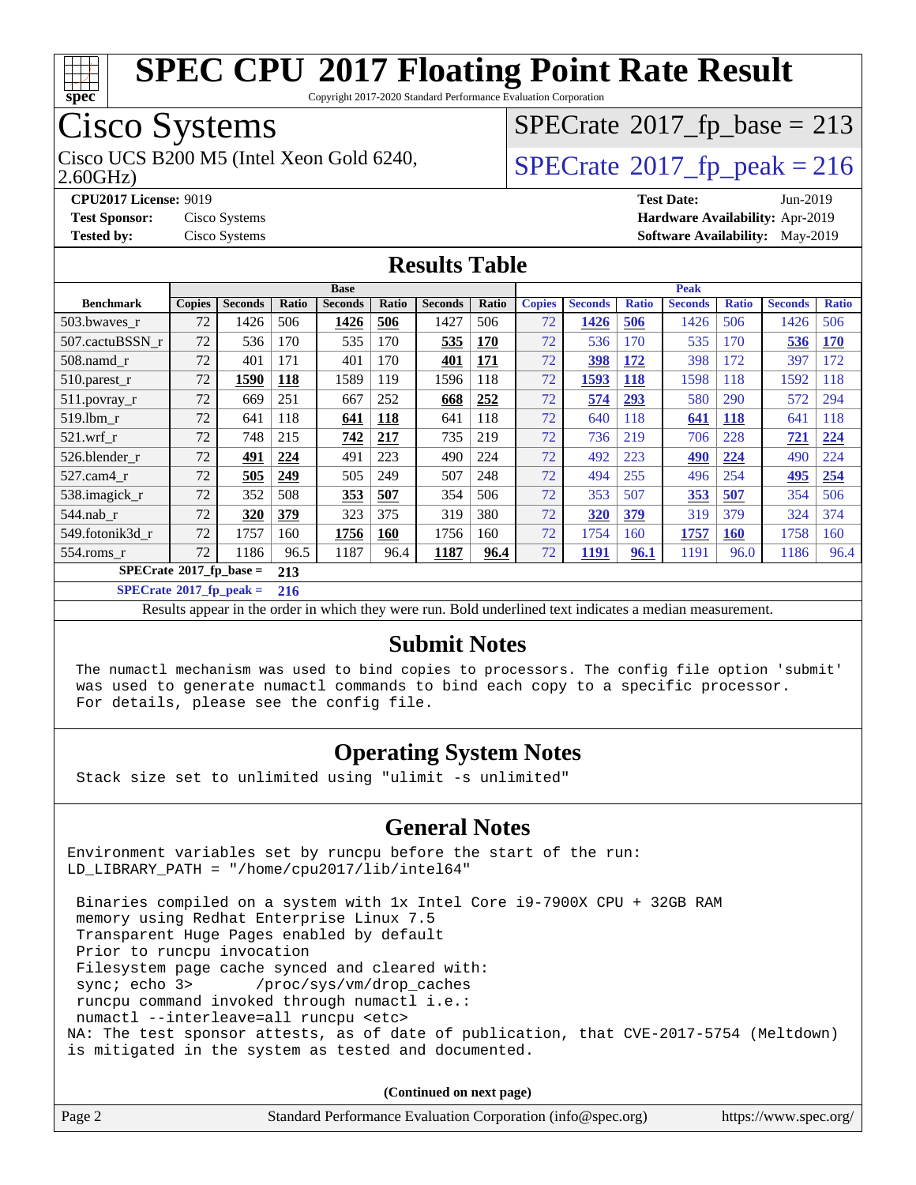# SPEC CPU 2017 Floating Point Rate Result

Copyright 2017-2020 Standard Performance Evaluation Corporation

## Cisco Systems

Cisco UCS B200 M5 (Intel Xeon Gold 6240, 2.60GHz)

SPECrate 2017_fp_base = 213

SPECrate 2017_fp_peak = 216

**CPU2017 License:** 9019
**Test Sponsor:** Cisco Systems
**Tested by:** Cisco Systems
**Test Date:** Jun-2019
**Hardware Availability:** Apr-2019
**Software Availability:** May-2019

## Results Table

| Benchmark | Base | | | | | | | Peak | | | | | | |
|---|---|---|---|---|---|---|---|---|---|---|---|---|---|---|
| | Copies | Seconds | Ratio | Seconds | Ratio | Seconds | Ratio | Copies | Seconds | Ratio | Seconds | Ratio | Seconds | Ratio |
| 503.bwaves_r | 72 | 1426 | 506 | **1426** | **506** | 1427 | 506 | 72 | **1426** | **506** | 1426 | 506 | 1426 | 506 |
| 507.cactuBSSN_r | 72 | 536 | 170 | 535 | 170 | **535** | **170** | 72 | 536 | 170 | 535 | 170 | **536** | **170** |
| 508.namd_r | 72 | 401 | 171 | 401 | 170 | **401** | **171** | 72 | **398** | **172** | 398 | 172 | 397 | 172 |
| 510.parest_r | 72 | **1590** | **118** | 1589 | 119 | 1596 | 118 | 72 | **1593** | **118** | 1598 | 118 | 1592 | 118 |
| 511.povray_r | 72 | 669 | 251 | 667 | 252 | **668** | **252** | 72 | **574** | **293** | 580 | 290 | 572 | 294 |
| 519.lbm_r | 72 | 641 | 118 | **641** | **118** | 641 | 118 | 72 | 640 | 118 | **641** | **118** | 641 | 118 |
| 521.wrf_r | 72 | 748 | 215 | **742** | **217** | 735 | 219 | 72 | 736 | 219 | 706 | 228 | **721** | **224** |
| 526.blender_r | 72 | **491** | **224** | 491 | 223 | 490 | 224 | 72 | 492 | 223 | **490** | **224** | 490 | 224 |
| 527.cam4_r | 72 | **505** | **249** | 505 | 249 | 507 | 248 | 72 | 494 | 255 | 496 | 254 | **495** | **254** |
| 538.imagick_r | 72 | 352 | 508 | **353** | **507** | 354 | 506 | 72 | 353 | 507 | **353** | **507** | 354 | 506 |
| 544.nab_r | 72 | **320** | **379** | 323 | 375 | 319 | 380 | 72 | **320** | **379** | 319 | 379 | 324 | 374 |
| 549.fotonik3d_r | 72 | 1757 | 160 | **1756** | **160** | 1756 | 160 | 72 | 1754 | 160 | **1757** | **160** | 1758 | 160 |
| 554.roms_r | 72 | 1186 | 96.5 | 1187 | 96.4 | **1187** | **96.4** | 72 | **1191** | **96.1** | 1191 | 96.0 | 1186 | 96.4 |

**SPECrate 2017_fp_base = 213**

**SPECrate 2017_fp_peak = 216**

Results appear in the order in which they were run. Bold underlined text indicates a median measurement.

## Submit Notes

```
The numactl mechanism was used to bind copies to processors. The config file option 'submit'
was used to generate numactl commands to bind each copy to a specific processor.
For details, please see the config file.
```

## Operating System Notes

```
Stack size set to unlimited using "ulimit -s unlimited"
```

## General Notes

```
Environment variables set by runcpu before the start of the run:
LD_LIBRARY_PATH = "/home/cpu2017/lib/intel64"

 Binaries compiled on a system with 1x Intel Core i9-7900X CPU + 32GB RAM
 memory using Redhat Enterprise Linux 7.5
 Transparent Huge Pages enabled by default
 Prior to runcpu invocation
 Filesystem page cache synced and cleared with:
 sync; echo 3>       /proc/sys/vm/drop_caches
 runcpu command invoked through numactl i.e.:
 numactl --interleave=all runcpu <etc>
NA: The test sponsor attests, as of date of publication, that CVE-2017-5754 (Meltdown)
is mitigated in the system as tested and documented.
```

(Continued on next page)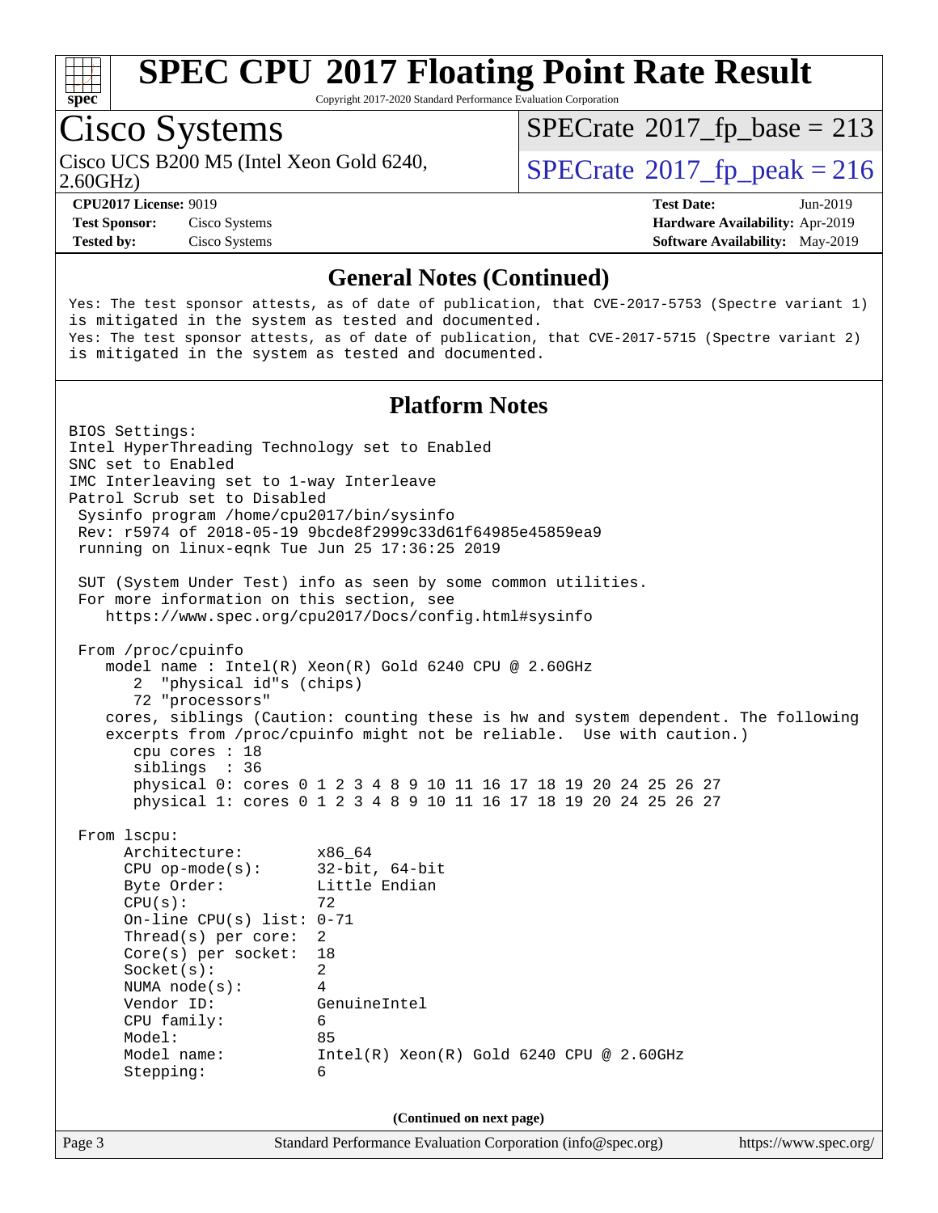# SPEC CPU 2017 Floating Point Rate Result

Copyright 2017-2020 Standard Performance Evaluation Corporation

## Cisco Systems

Cisco UCS B200 M5 (Intel Xeon Gold 6240, 2.60GHz)

SPECrate 2017_fp_base = 213

SPECrate 2017_fp_peak = 216

**CPU2017 License:** 9019
**Test Sponsor:** Cisco Systems
**Tested by:** Cisco Systems

**Test Date:** Jun-2019
**Hardware Availability:** Apr-2019
**Software Availability:** May-2019

### General Notes (Continued)

```
Yes: The test sponsor attests, as of date of publication, that CVE-2017-5753 (Spectre variant 1)
is mitigated in the system as tested and documented.
Yes: The test sponsor attests, as of date of publication, that CVE-2017-5715 (Spectre variant 2)
is mitigated in the system as tested and documented.
```

### Platform Notes

```
BIOS Settings:
Intel HyperThreading Technology set to Enabled
SNC set to Enabled
IMC Interleaving set to 1-way Interleave
Patrol Scrub set to Disabled
 Sysinfo program /home/cpu2017/bin/sysinfo
 Rev: r5974 of 2018-05-19 9bcde8f2999c33d61f64985e45859ea9
 running on linux-eqnk Tue Jun 25 17:36:25 2019

 SUT (System Under Test) info as seen by some common utilities.
 For more information on this section, see
    https://www.spec.org/cpu2017/Docs/config.html#sysinfo

 From /proc/cpuinfo
    model name : Intel(R) Xeon(R) Gold 6240 CPU @ 2.60GHz
       2  "physical id"s (chips)
       72 "processors"
    cores, siblings (Caution: counting these is hw and system dependent. The following
    excerpts from /proc/cpuinfo might not be reliable.  Use with caution.)
       cpu cores : 18
       siblings  : 36
       physical 0: cores 0 1 2 3 4 8 9 10 11 16 17 18 19 20 24 25 26 27
       physical 1: cores 0 1 2 3 4 8 9 10 11 16 17 18 19 20 24 25 26 27

 From lscpu:
      Architecture:        x86_64
      CPU op-mode(s):      32-bit, 64-bit
      Byte Order:          Little Endian
      CPU(s):              72
      On-line CPU(s) list: 0-71
      Thread(s) per core:  2
      Core(s) per socket:  18
      Socket(s):           2
      NUMA node(s):        4
      Vendor ID:           GenuineIntel
      CPU family:          6
      Model:               85
      Model name:          Intel(R) Xeon(R) Gold 6240 CPU @ 2.60GHz
      Stepping:            6
```

(Continued on next page)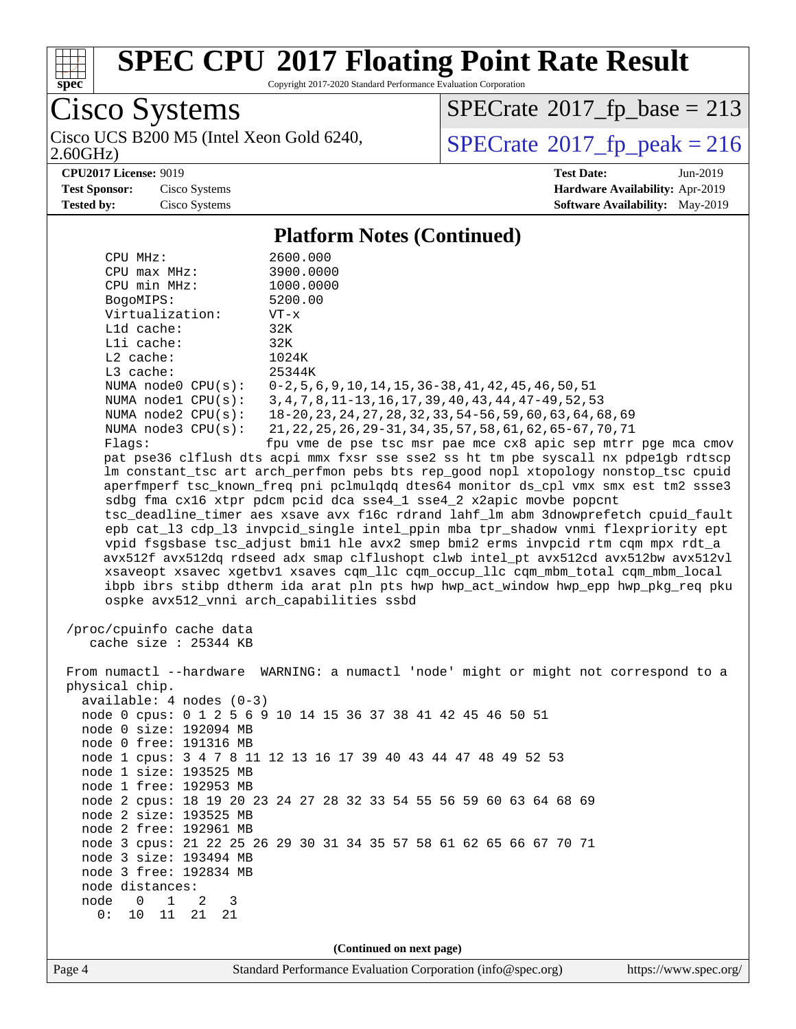# SPEC CPU 2017 Floating Point Rate Result

Copyright 2017-2020 Standard Performance Evaluation Corporation

## Cisco Systems

Cisco UCS B200 M5 (Intel Xeon Gold 6240, 2.60GHz)

SPECrate 2017_fp_base = 213

SPECrate 2017_fp_peak = 216

**CPU2017 License:** 9019
**Test Sponsor:** Cisco Systems
**Tested by:** Cisco Systems

**Test Date:** Jun-2019
**Hardware Availability:** Apr-2019
**Software Availability:** May-2019

### Platform Notes (Continued)

```
    CPU MHz:               2600.000
    CPU max MHz:           3900.0000
    CPU min MHz:           1000.0000
    BogoMIPS:              5200.00
    Virtualization:        VT-x
    L1d cache:             32K
    L1i cache:             32K
    L2 cache:              1024K
    L3 cache:              25344K
    NUMA node0 CPU(s):     0-2,5,6,9,10,14,15,36-38,41,42,45,46,50,51
    NUMA node1 CPU(s):     3,4,7,8,11-13,16,17,39,40,43,44,47-49,52,53
    NUMA node2 CPU(s):     18-20,23,24,27,28,32,33,54-56,59,60,63,64,68,69
    NUMA node3 CPU(s):     21,22,25,26,29-31,34,35,57,58,61,62,65-67,70,71
    Flags:                 fpu vme de pse tsc msr pae mce cx8 apic sep mtrr pge mca cmov
    pat pse36 clflush dts acpi mmx fxsr sse sse2 ss ht tm pbe syscall nx pdpe1gb rdtscp
    lm constant_tsc art arch_perfmon pebs bts rep_good nopl xtopology nonstop_tsc cpuid
    aperfmperf tsc_known_freq pni pclmulqdq dtes64 monitor ds_cpl vmx smx est tm2 ssse3
    sdbg fma cx16 xtpr pdcm pcid dca sse4_1 sse4_2 x2apic movbe popcnt
    tsc_deadline_timer aes xsave avx f16c rdrand lahf_lm abm 3dnowprefetch cpuid_fault
    epb cat_l3 cdp_l3 invpcid_single intel_ppin mba tpr_shadow vnmi flexpriority ept
    vpid fsgsbase tsc_adjust bmi1 hle avx2 smep bmi2 erms invpcid rtm cqm mpx rdt_a
    avx512f avx512dq rdseed adx smap clflushopt clwb intel_pt avx512cd avx512bw avx512vl
    xsaveopt xsavec xgetbv1 xsaves cqm_llc cqm_occup_llc cqm_mbm_total cqm_mbm_local
    ibpb ibrs stibp dtherm ida arat pln pts hwp hwp_act_window hwp_epp hwp_pkg_req pku
    ospke avx512_vnni arch_capabilities ssbd

 /proc/cpuinfo cache data
    cache size : 25344 KB

 From numactl --hardware  WARNING: a numactl 'node' might or might not correspond to a
 physical chip.
   available: 4 nodes (0-3)
   node 0 cpus: 0 1 2 5 6 9 10 14 15 36 37 38 41 42 45 46 50 51
   node 0 size: 192094 MB
   node 0 free: 191316 MB
   node 1 cpus: 3 4 7 8 11 12 13 16 17 39 40 43 44 47 48 49 52 53
   node 1 size: 193525 MB
   node 1 free: 192953 MB
   node 2 cpus: 18 19 20 23 24 27 28 32 33 54 55 56 59 60 63 64 68 69
   node 2 size: 193525 MB
   node 2 free: 192961 MB
   node 3 cpus: 21 22 25 26 29 30 31 34 35 57 58 61 62 65 66 67 70 71
   node 3 size: 193494 MB
   node 3 free: 192834 MB
   node distances:
   node   0   1   2   3
     0:  10  11  21  21
```

(Continued on next page)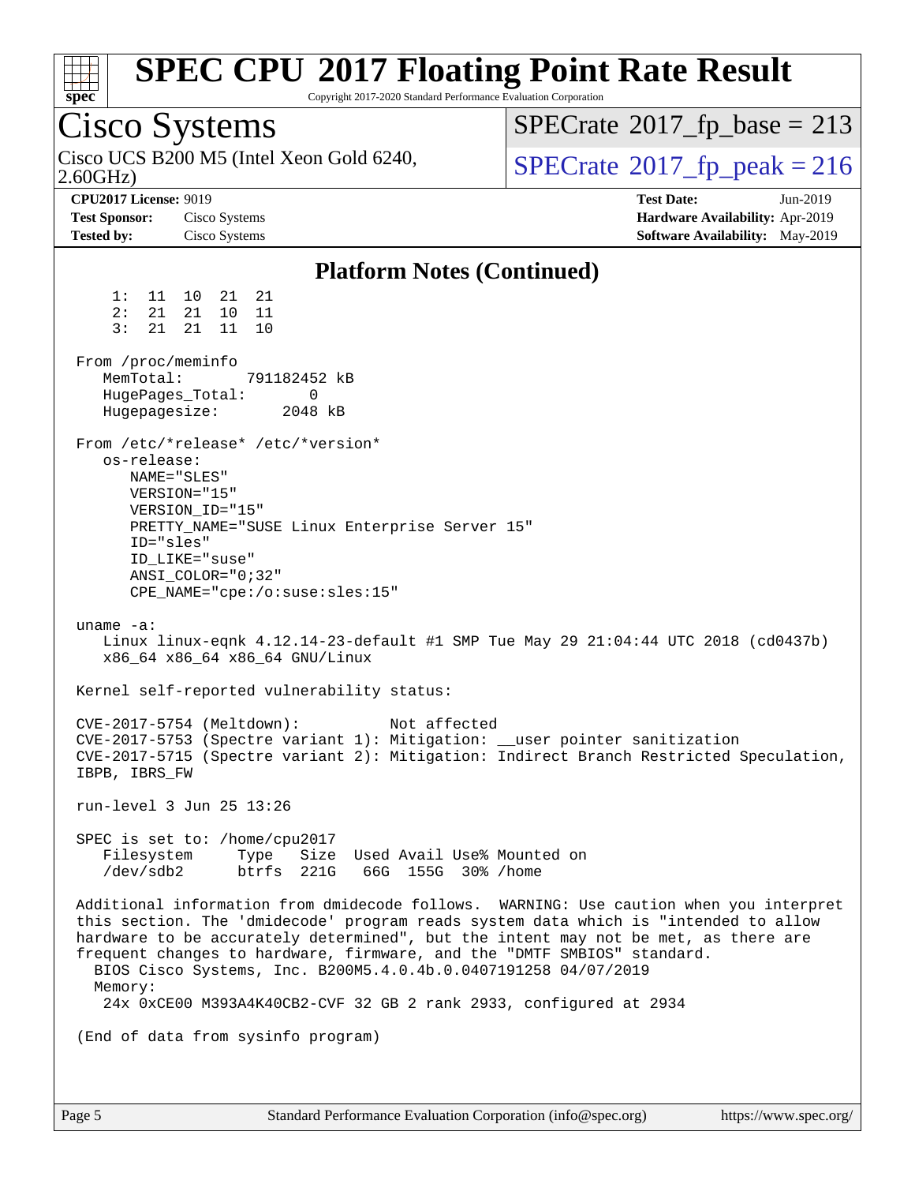# SPEC CPU 2017 Floating Point Rate Result

Copyright 2017-2020 Standard Performance Evaluation Corporation

## Cisco Systems

Cisco UCS B200 M5 (Intel Xeon Gold 6240, 2.60GHz)

SPECrate 2017_fp_base = 213

SPECrate 2017_fp_peak = 216

**CPU2017 License:** 9019
**Test Sponsor:** Cisco Systems
**Tested by:** Cisco Systems

**Test Date:** Jun-2019
**Hardware Availability:** Apr-2019
**Software Availability:** May-2019

### Platform Notes (Continued)

```
     1:  11  10  21  21
     2:  21  21  10  11
     3:  21  21  11  10

 From /proc/meminfo
    MemTotal:       791182452 kB
    HugePages_Total:       0
    Hugepagesize:       2048 kB

 From /etc/*release* /etc/*version*
    os-release:
       NAME="SLES"
       VERSION="15"
       VERSION_ID="15"
       PRETTY_NAME="SUSE Linux Enterprise Server 15"
       ID="sles"
       ID_LIKE="suse"
       ANSI_COLOR="0;32"
       CPE_NAME="cpe:/o:suse:sles:15"

 uname -a:
    Linux linux-eqnk 4.12.14-23-default #1 SMP Tue May 29 21:04:44 UTC 2018 (cd0437b)
    x86_64 x86_64 x86_64 GNU/Linux

 Kernel self-reported vulnerability status:

 CVE-2017-5754 (Meltdown):          Not affected
 CVE-2017-5753 (Spectre variant 1): Mitigation: __user pointer sanitization
 CVE-2017-5715 (Spectre variant 2): Mitigation: Indirect Branch Restricted Speculation,
 IBPB, IBRS_FW

 run-level 3 Jun 25 13:26

 SPEC is set to: /home/cpu2017
    Filesystem     Type   Size  Used Avail Use% Mounted on
    /dev/sdb2      btrfs  221G   66G  155G  30% /home

 Additional information from dmidecode follows.  WARNING: Use caution when you interpret
 this section. The 'dmidecode' program reads system data which is "intended to allow
 hardware to be accurately determined", but the intent may not be met, as there are
 frequent changes to hardware, firmware, and the "DMTF SMBIOS" standard.
   BIOS Cisco Systems, Inc. B200M5.4.0.4b.0407191258 04/07/2019
   Memory:
    24x 0xCE00 M393A4K40CB2-CVF 32 GB 2 rank 2933, configured at 2934

 (End of data from sysinfo program)
```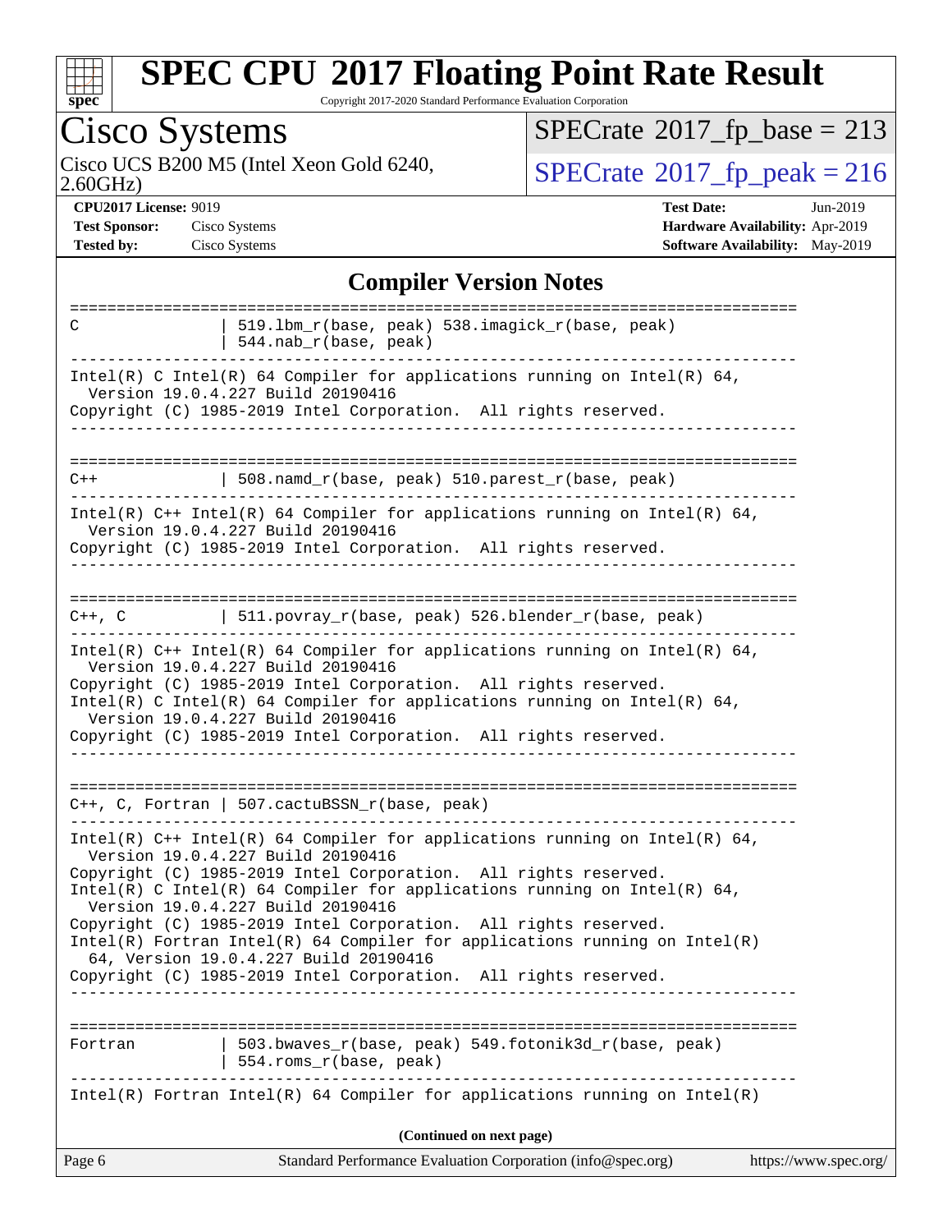# SPEC CPU 2017 Floating Point Rate Result

Copyright 2017-2020 Standard Performance Evaluation Corporation

## Cisco Systems

Cisco UCS B200 M5 (Intel Xeon Gold 6240, 2.60GHz)

SPECrate 2017_fp_base = 213

SPECrate 2017_fp_peak = 216

**CPU2017 License:** 9019
**Test Sponsor:** Cisco Systems
**Tested by:** Cisco Systems

**Test Date:** Jun-2019
**Hardware Availability:** Apr-2019
**Software Availability:** May-2019

### Compiler Version Notes

```
==============================================================================
C              | 519.lbm_r(base, peak) 538.imagick_r(base, peak)
               | 544.nab_r(base, peak)
------------------------------------------------------------------------------
Intel(R) C Intel(R) 64 Compiler for applications running on Intel(R) 64,
  Version 19.0.4.227 Build 20190416
Copyright (C) 1985-2019 Intel Corporation.  All rights reserved.
------------------------------------------------------------------------------

==============================================================================
C++            | 508.namd_r(base, peak) 510.parest_r(base, peak)
------------------------------------------------------------------------------
Intel(R) C++ Intel(R) 64 Compiler for applications running on Intel(R) 64,
  Version 19.0.4.227 Build 20190416
Copyright (C) 1985-2019 Intel Corporation.  All rights reserved.
------------------------------------------------------------------------------

==============================================================================
C++, C         | 511.povray_r(base, peak) 526.blender_r(base, peak)
------------------------------------------------------------------------------
Intel(R) C++ Intel(R) 64 Compiler for applications running on Intel(R) 64,
  Version 19.0.4.227 Build 20190416
Copyright (C) 1985-2019 Intel Corporation.  All rights reserved.
Intel(R) C Intel(R) 64 Compiler for applications running on Intel(R) 64,
  Version 19.0.4.227 Build 20190416
Copyright (C) 1985-2019 Intel Corporation.  All rights reserved.
------------------------------------------------------------------------------

==============================================================================
C++, C, Fortran | 507.cactuBSSN_r(base, peak)
------------------------------------------------------------------------------
Intel(R) C++ Intel(R) 64 Compiler for applications running on Intel(R) 64,
  Version 19.0.4.227 Build 20190416
Copyright (C) 1985-2019 Intel Corporation.  All rights reserved.
Intel(R) C Intel(R) 64 Compiler for applications running on Intel(R) 64,
  Version 19.0.4.227 Build 20190416
Copyright (C) 1985-2019 Intel Corporation.  All rights reserved.
Intel(R) Fortran Intel(R) 64 Compiler for applications running on Intel(R)
  64, Version 19.0.4.227 Build 20190416
Copyright (C) 1985-2019 Intel Corporation.  All rights reserved.
------------------------------------------------------------------------------

==============================================================================
Fortran        | 503.bwaves_r(base, peak) 549.fotonik3d_r(base, peak)
               | 554.roms_r(base, peak)
------------------------------------------------------------------------------
Intel(R) Fortran Intel(R) 64 Compiler for applications running on Intel(R)
```

**(Continued on next page)**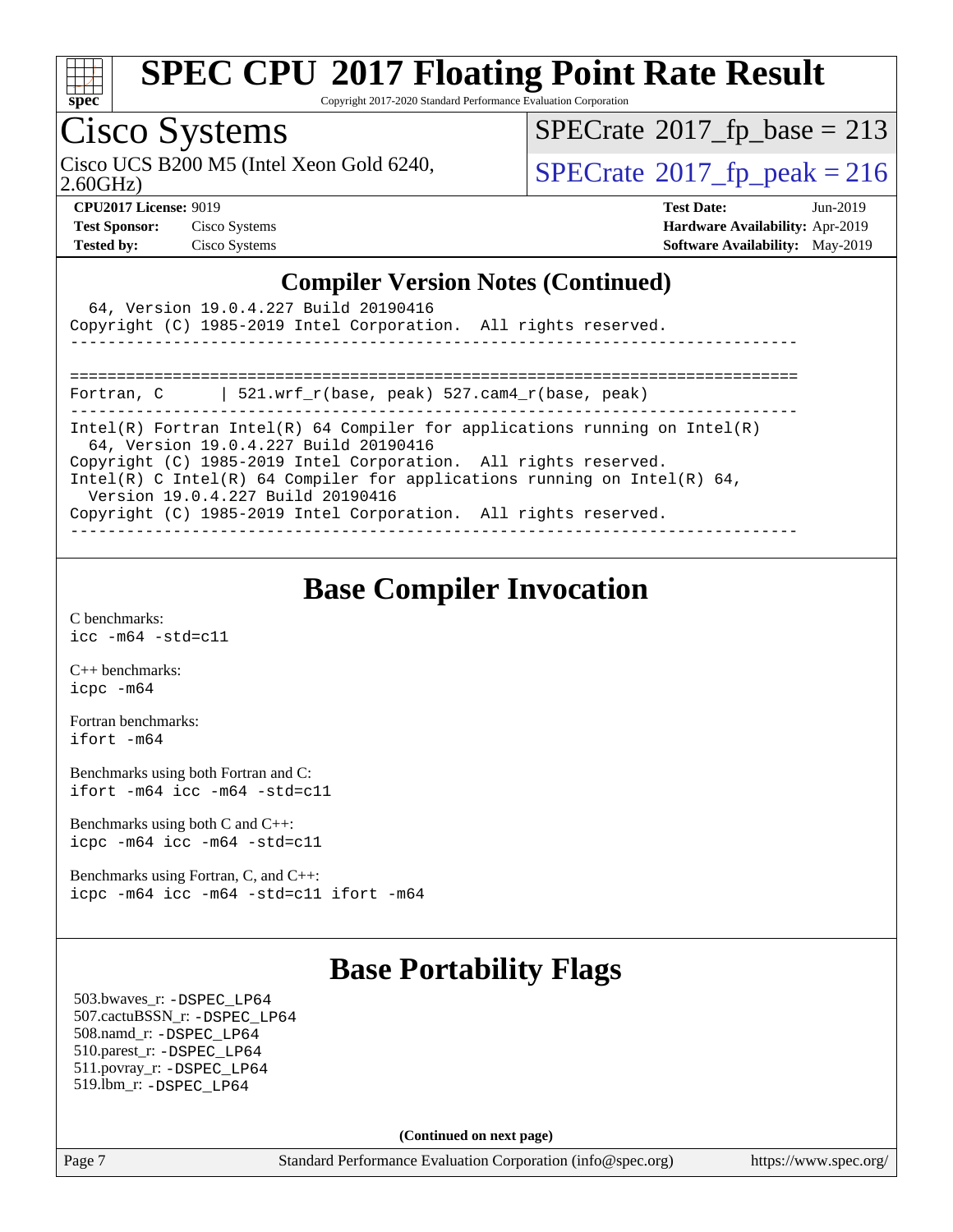## Compiler Version Notes (Continued)

```
  64, Version 19.0.4.227 Build 20190416
Copyright (C) 1985-2019 Intel Corporation.  All rights reserved.
------------------------------------------------------------------------------

==============================================================================
Fortran, C      | 521.wrf_r(base, peak) 527.cam4_r(base, peak)
------------------------------------------------------------------------------
Intel(R) Fortran Intel(R) 64 Compiler for applications running on Intel(R)
  64, Version 19.0.4.227 Build 20190416
Copyright (C) 1985-2019 Intel Corporation.  All rights reserved.
Intel(R) C Intel(R) 64 Compiler for applications running on Intel(R) 64,
  Version 19.0.4.227 Build 20190416
Copyright (C) 1985-2019 Intel Corporation.  All rights reserved.
------------------------------------------------------------------------------
```

## Base Compiler Invocation

C benchmarks:
icc -m64 -std=c11

C++ benchmarks:
icpc -m64

Fortran benchmarks:
ifort -m64

Benchmarks using both Fortran and C:
ifort -m64 icc -m64 -std=c11

Benchmarks using both C and C++:
icpc -m64 icc -m64 -std=c11

Benchmarks using Fortran, C, and C++:
icpc -m64 icc -m64 -std=c11 ifort -m64

## Base Portability Flags

503.bwaves_r: -DSPEC_LP64
507.cactuBSSN_r: -DSPEC_LP64
508.namd_r: -DSPEC_LP64
510.parest_r: -DSPEC_LP64
511.povray_r: -DSPEC_LP64
519.lbm_r: -DSPEC_LP64

**(Continued on next page)**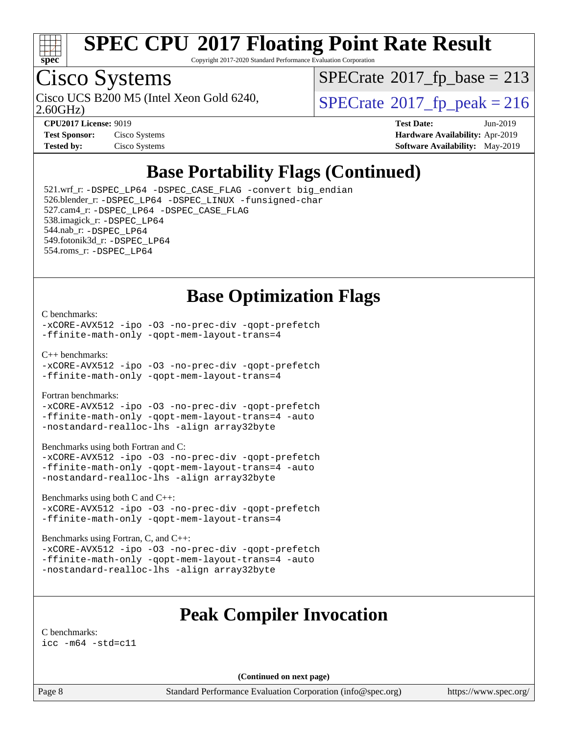# SPEC CPU 2017 Floating Point Rate Result

Copyright 2017-2020 Standard Performance Evaluation Corporation

## Cisco Systems

Cisco UCS B200 M5 (Intel Xeon Gold 6240, 2.60GHz)

SPECrate 2017_fp_base = 213

SPECrate 2017_fp_peak = 216

**CPU2017 License:** 9019
**Test Sponsor:** Cisco Systems
**Tested by:** Cisco Systems

**Test Date:** Jun-2019
**Hardware Availability:** Apr-2019
**Software Availability:** May-2019

## Base Portability Flags (Continued)

521.wrf_r: `-DSPEC_LP64 -DSPEC_CASE_FLAG -convert big_endian`
526.blender_r: `-DSPEC_LP64 -DSPEC_LINUX -funsigned-char`
527.cam4_r: `-DSPEC_LP64 -DSPEC_CASE_FLAG`
538.imagick_r: `-DSPEC_LP64`
544.nab_r: `-DSPEC_LP64`
549.fotonik3d_r: `-DSPEC_LP64`
554.roms_r: `-DSPEC_LP64`

## Base Optimization Flags

C benchmarks:
```
-xCORE-AVX512 -ipo -O3 -no-prec-div -qopt-prefetch
-ffinite-math-only -qopt-mem-layout-trans=4
```

C++ benchmarks:
```
-xCORE-AVX512 -ipo -O3 -no-prec-div -qopt-prefetch
-ffinite-math-only -qopt-mem-layout-trans=4
```

Fortran benchmarks:
```
-xCORE-AVX512 -ipo -O3 -no-prec-div -qopt-prefetch
-ffinite-math-only -qopt-mem-layout-trans=4 -auto
-nostandard-realloc-lhs -align array32byte
```

Benchmarks using both Fortran and C:
```
-xCORE-AVX512 -ipo -O3 -no-prec-div -qopt-prefetch
-ffinite-math-only -qopt-mem-layout-trans=4 -auto
-nostandard-realloc-lhs -align array32byte
```

Benchmarks using both C and C++:
```
-xCORE-AVX512 -ipo -O3 -no-prec-div -qopt-prefetch
-ffinite-math-only -qopt-mem-layout-trans=4
```

Benchmarks using Fortran, C, and C++:
```
-xCORE-AVX512 -ipo -O3 -no-prec-div -qopt-prefetch
-ffinite-math-only -qopt-mem-layout-trans=4 -auto
-nostandard-realloc-lhs -align array32byte
```

## Peak Compiler Invocation

C benchmarks:
```
icc -m64 -std=c11
```

**(Continued on next page)**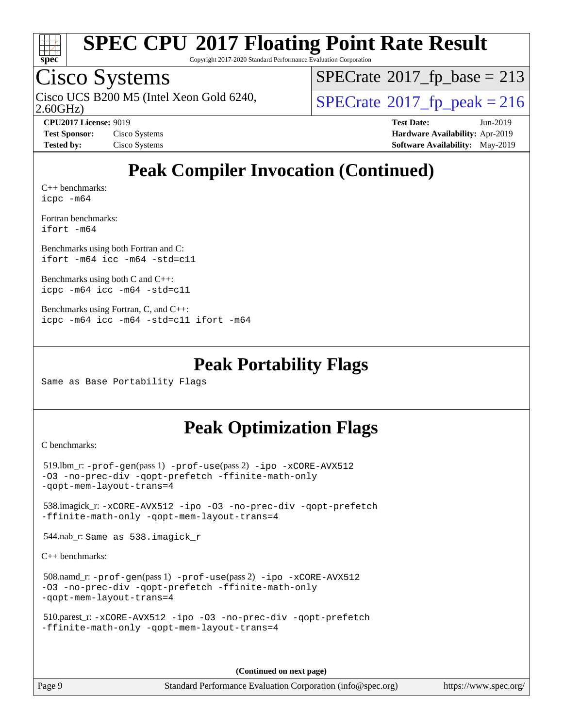# Peak Compiler Invocation (Continued)

C++ benchmarks:
icpc -m64

Fortran benchmarks:
ifort -m64

Benchmarks using both Fortran and C:
ifort -m64 icc -m64 -std=c11

Benchmarks using both C and C++:
icpc -m64 icc -m64 -std=c11

Benchmarks using Fortran, C, and C++:
icpc -m64 icc -m64 -std=c11 ifort -m64

# Peak Portability Flags

Same as Base Portability Flags

# Peak Optimization Flags

C benchmarks:

519.lbm_r: -prof-gen(pass 1) -prof-use(pass 2) -ipo -xCORE-AVX512 -O3 -no-prec-div -qopt-prefetch -ffinite-math-only -qopt-mem-layout-trans=4

538.imagick_r: -xCORE-AVX512 -ipo -O3 -no-prec-div -qopt-prefetch -ffinite-math-only -qopt-mem-layout-trans=4

544.nab_r: Same as 538.imagick_r

C++ benchmarks:

508.namd_r: -prof-gen(pass 1) -prof-use(pass 2) -ipo -xCORE-AVX512 -O3 -no-prec-div -qopt-prefetch -ffinite-math-only -qopt-mem-layout-trans=4

510.parest_r: -xCORE-AVX512 -ipo -O3 -no-prec-div -qopt-prefetch -ffinite-math-only -qopt-mem-layout-trans=4

(Continued on next page)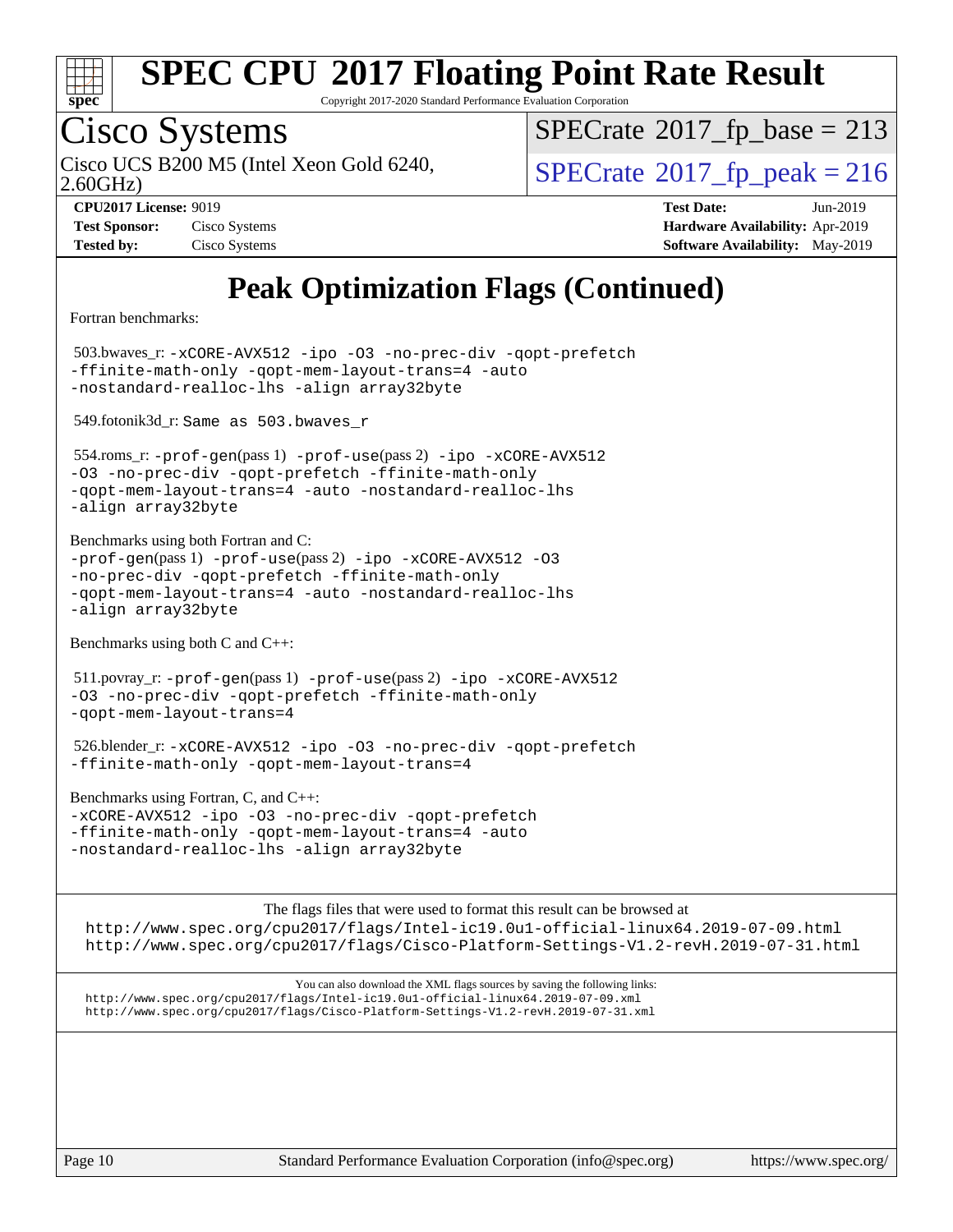# Peak Optimization Flags (Continued)

Fortran benchmarks:

503.bwaves_r: -xCORE-AVX512 -ipo -O3 -no-prec-div -qopt-prefetch -ffinite-math-only -qopt-mem-layout-trans=4 -auto -nostandard-realloc-lhs -align array32byte

549.fotonik3d_r: Same as 503.bwaves_r

554.roms_r: -prof-gen(pass 1) -prof-use(pass 2) -ipo -xCORE-AVX512 -O3 -no-prec-div -qopt-prefetch -ffinite-math-only -qopt-mem-layout-trans=4 -auto -nostandard-realloc-lhs -align array32byte

Benchmarks using both Fortran and C:
-prof-gen(pass 1) -prof-use(pass 2) -ipo -xCORE-AVX512 -O3 -no-prec-div -qopt-prefetch -ffinite-math-only -qopt-mem-layout-trans=4 -auto -nostandard-realloc-lhs -align array32byte

Benchmarks using both C and C++:

511.povray_r: -prof-gen(pass 1) -prof-use(pass 2) -ipo -xCORE-AVX512 -O3 -no-prec-div -qopt-prefetch -ffinite-math-only -qopt-mem-layout-trans=4

526.blender_r: -xCORE-AVX512 -ipo -O3 -no-prec-div -qopt-prefetch -ffinite-math-only -qopt-mem-layout-trans=4

Benchmarks using Fortran, C, and C++:
-xCORE-AVX512 -ipo -O3 -no-prec-div -qopt-prefetch -ffinite-math-only -qopt-mem-layout-trans=4 -auto -nostandard-realloc-lhs -align array32byte

The flags files that were used to format this result can be browsed at
http://www.spec.org/cpu2017/flags/Intel-ic19.0u1-official-linux64.2019-07-09.html
http://www.spec.org/cpu2017/flags/Cisco-Platform-Settings-V1.2-revH.2019-07-31.html

You can also download the XML flags sources by saving the following links:
http://www.spec.org/cpu2017/flags/Intel-ic19.0u1-official-linux64.2019-07-09.xml
http://www.spec.org/cpu2017/flags/Cisco-Platform-Settings-V1.2-revH.2019-07-31.xml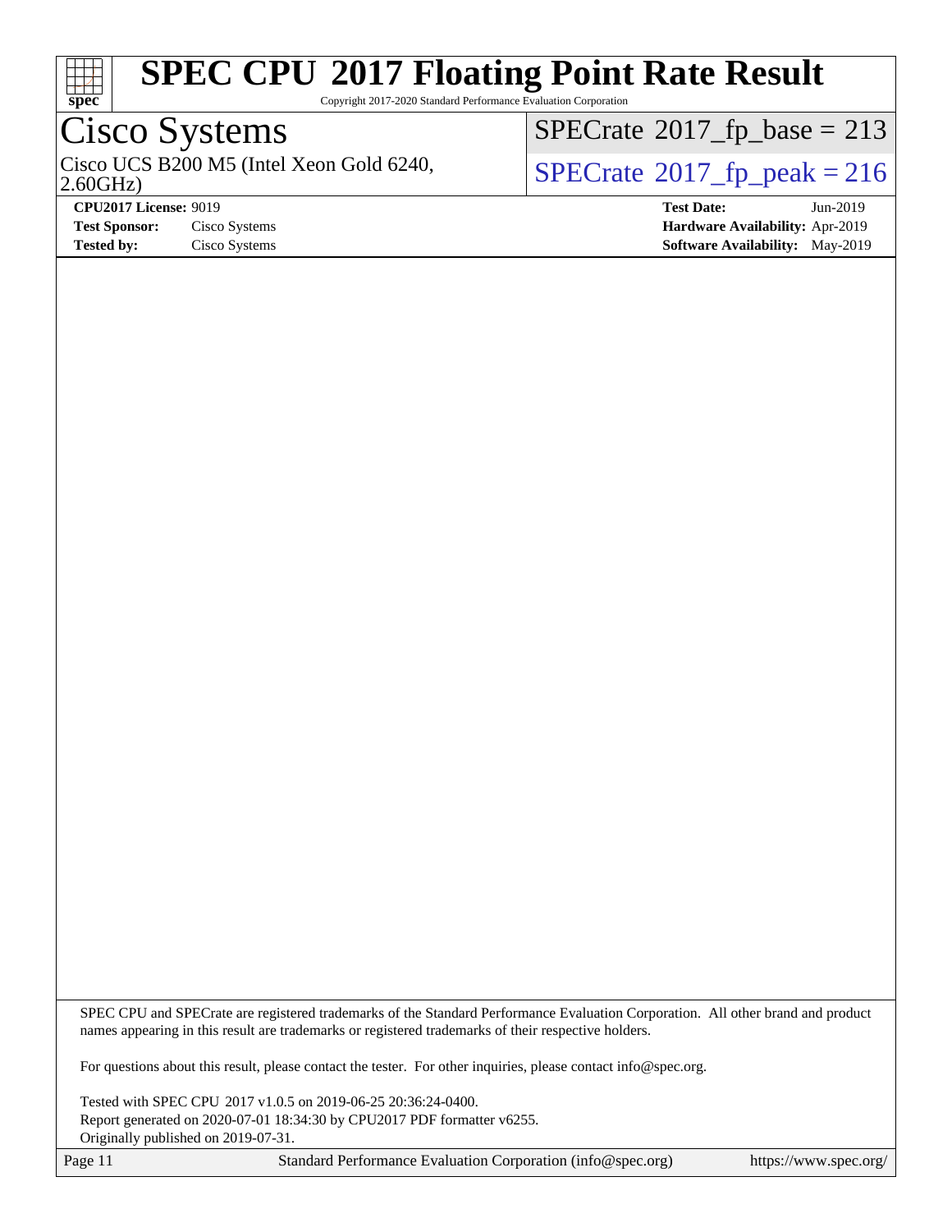SPEC CPU and SPECrate are registered trademarks of the Standard Performance Evaluation Corporation. All other brand and product names appearing in this result are trademarks or registered trademarks of their respective holders.

For questions about this result, please contact the tester. For other inquiries, please contact info@spec.org.

Tested with SPEC CPU 2017 v1.0.5 on 2019-06-25 20:36:24-0400.
Report generated on 2020-07-01 18:34:30 by CPU2017 PDF formatter v6255.
Originally published on 2019-07-31.